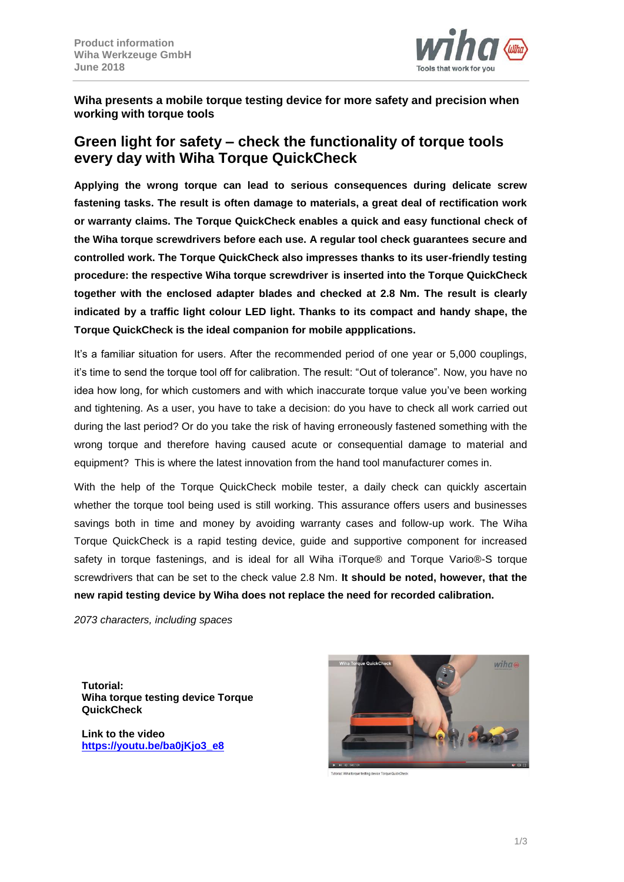**Product information**
**Wiha Werkzeuge GmbH**
**June 2018**

**Wiha presents a mobile torque testing device for more safety and precision when working with torque tools**

# Green light for safety – check the functionality of torque tools every day with Wiha Torque QuickCheck

**Applying the wrong torque can lead to serious consequences during delicate screw fastening tasks. The result is often damage to materials, a great deal of rectification work or warranty claims. The Torque QuickCheck enables a quick and easy functional check of the Wiha torque screwdrivers before each use. A regular tool check guarantees secure and controlled work. The Torque QuickCheck also impresses thanks to its user-friendly testing procedure: the respective Wiha torque screwdriver is inserted into the Torque QuickCheck together with the enclosed adapter blades and checked at 2.8 Nm. The result is clearly indicated by a traffic light colour LED light. Thanks to its compact and handy shape, the Torque QuickCheck is the ideal companion for mobile appplications.**

It's a familiar situation for users. After the recommended period of one year or 5,000 couplings, it's time to send the torque tool off for calibration. The result: "Out of tolerance". Now, you have no idea how long, for which customers and with which inaccurate torque value you've been working and tightening. As a user, you have to take a decision: do you have to check all work carried out during the last period? Or do you take the risk of having erroneously fastened something with the wrong torque and therefore having caused acute or consequential damage to material and equipment? This is where the latest innovation from the hand tool manufacturer comes in.

With the help of the Torque QuickCheck mobile tester, a daily check can quickly ascertain whether the torque tool being used is still working. This assurance offers users and businesses savings both in time and money by avoiding warranty cases and follow-up work. The Wiha Torque QuickCheck is a rapid testing device, guide and supportive component for increased safety in torque fastenings, and is ideal for all Wiha iTorque® and Torque Vario®-S torque screwdrivers that can be set to the check value 2.8 Nm. **It should be noted, however, that the new rapid testing device by Wiha does not replace the need for recorded calibration.**

*2073 characters, including spaces*

**Tutorial:**
**Wiha torque testing device Torque QuickCheck**

**Link to the video**
**https://youtu.be/ba0jKjo3_e8**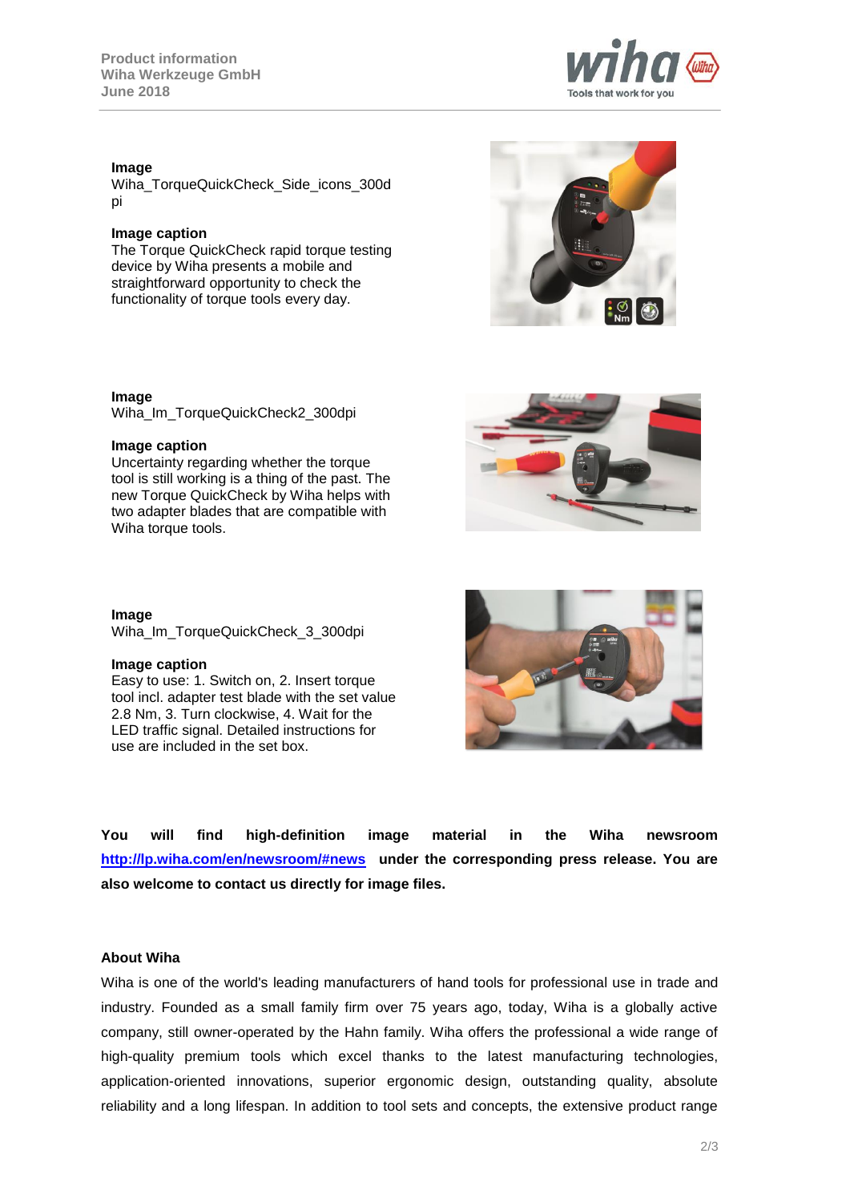**Image**
Wiha_TorqueQuickCheck_Side_icons_300dpi

**Image caption**
The Torque QuickCheck rapid torque testing device by Wiha presents a mobile and straightforward opportunity to check the functionality of torque tools every day.

**Image**
Wiha_Im_TorqueQuickCheck2_300dpi

**Image caption**
Uncertainty regarding whether the torque tool is still working is a thing of the past. The new Torque QuickCheck by Wiha helps with two adapter blades that are compatible with Wiha torque tools.

**Image**
Wiha_Im_TorqueQuickCheck_3_300dpi

**Image caption**
Easy to use: 1. Switch on, 2. Insert torque tool incl. adapter test blade with the set value 2.8 Nm, 3. Turn clockwise, 4. Wait for the LED traffic signal. Detailed instructions for use are included in the set box.

**You will find high-definition image material in the Wiha newsroom http://lp.wiha.com/en/newsroom/#news under the corresponding press release. You are also welcome to contact us directly for image files.**

**About Wiha**

Wiha is one of the world's leading manufacturers of hand tools for professional use in trade and industry. Founded as a small family firm over 75 years ago, today, Wiha is a globally active company, still owner-operated by the Hahn family. Wiha offers the professional a wide range of high-quality premium tools which excel thanks to the latest manufacturing technologies, application-oriented innovations, superior ergonomic design, outstanding quality, absolute reliability and a long lifespan. In addition to tool sets and concepts, the extensive product range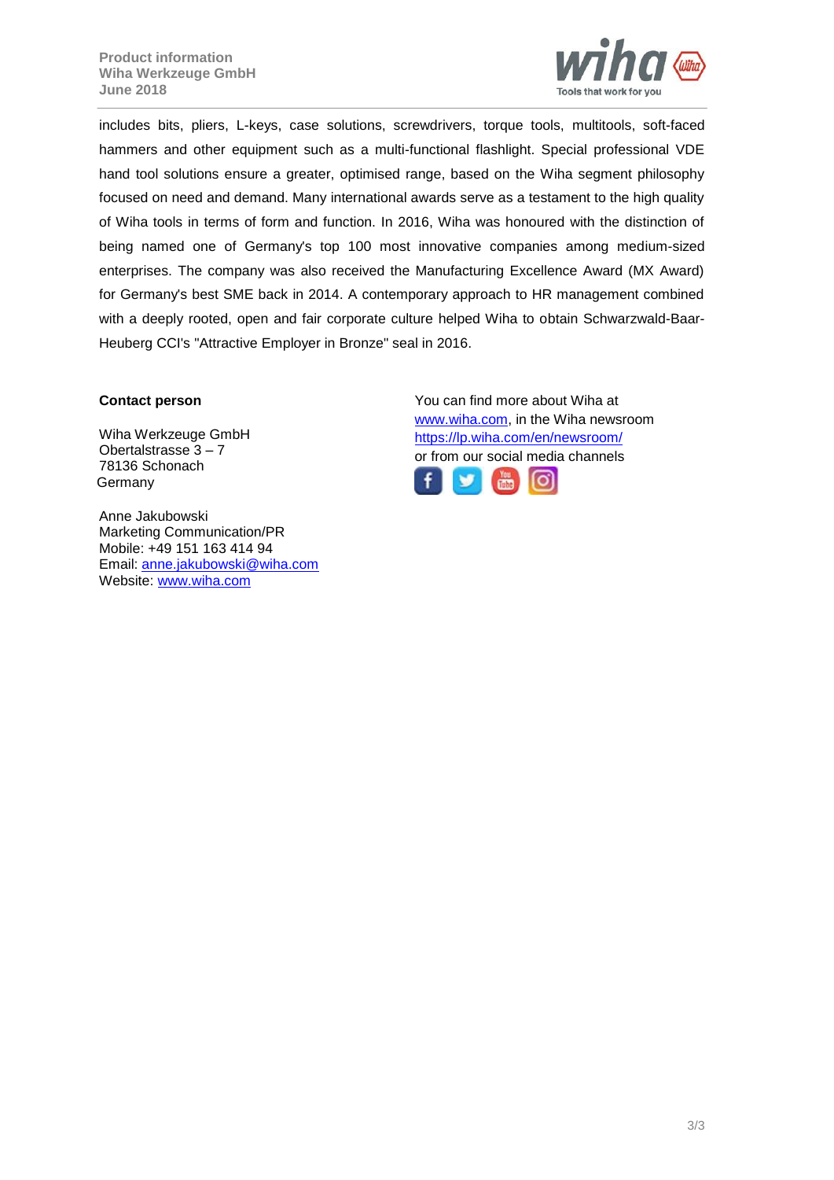includes bits, pliers, L-keys, case solutions, screwdrivers, torque tools, multitools, soft-faced hammers and other equipment such as a multi-functional flashlight. Special professional VDE hand tool solutions ensure a greater, optimised range, based on the Wiha segment philosophy focused on need and demand. Many international awards serve as a testament to the high quality of Wiha tools in terms of form and function. In 2016, Wiha was honoured with the distinction of being named one of Germany's top 100 most innovative companies among medium-sized enterprises. The company was also received the Manufacturing Excellence Award (MX Award) for Germany's best SME back in 2014. A contemporary approach to HR management combined with a deeply rooted, open and fair corporate culture helped Wiha to obtain Schwarzwald-Baar-Heuberg CCI's "Attractive Employer in Bronze" seal in 2016.

**Contact person**

Wiha Werkzeuge GmbH
Obertalstrasse 3 – 7
78136 Schonach
Germany

Anne Jakubowski
Marketing Communication/PR
Mobile: +49 151 163 414 94
Email: anne.jakubowski@wiha.com
Website: www.wiha.com

You can find more about Wiha at www.wiha.com, in the Wiha newsroom https://lp.wiha.com/en/newsroom/ or from our social media channels